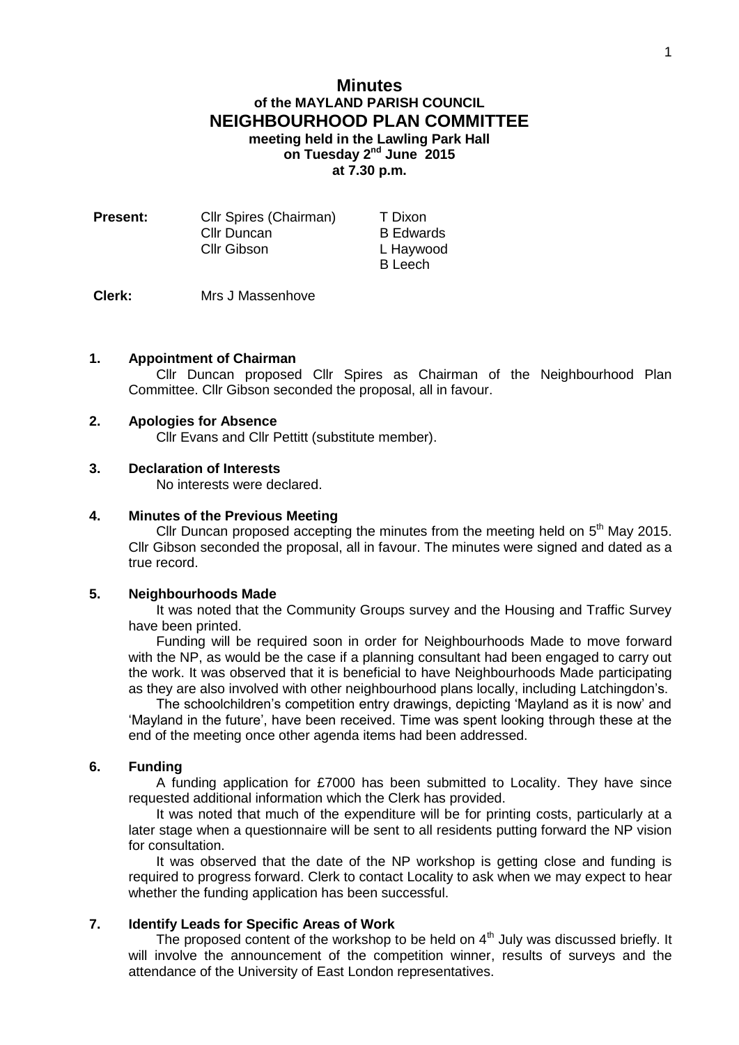# Minutes

## of the MAYLAND PARISH COUNCIL

## NEIGHBOURHOOD PLAN COMMITTEE

**meeting held in the Lawling Park Hall**
**on Tuesday 2nd June 2015**
**at 7.30 p.m.**

| | | |
|---|---|---|
| **Present:** | Cllr Spires (Chairman) | T Dixon |
| | Cllr Duncan | B Edwards |
| | Cllr Gibson | L Haywood |
| | | B Leech |

**Clerk:** Mrs J Massenhove

**1. Appointment of Chairman**

Cllr Duncan proposed Cllr Spires as Chairman of the Neighbourhood Plan Committee. Cllr Gibson seconded the proposal, all in favour.

**2. Apologies for Absence**

Cllr Evans and Cllr Pettitt (substitute member).

**3. Declaration of Interests**

No interests were declared.

**4. Minutes of the Previous Meeting**

Cllr Duncan proposed accepting the minutes from the meeting held on 5th May 2015. Cllr Gibson seconded the proposal, all in favour. The minutes were signed and dated as a true record.

**5. Neighbourhoods Made**

It was noted that the Community Groups survey and the Housing and Traffic Survey have been printed.

Funding will be required soon in order for Neighbourhoods Made to move forward with the NP, as would be the case if a planning consultant had been engaged to carry out the work. It was observed that it is beneficial to have Neighbourhoods Made participating as they are also involved with other neighbourhood plans locally, including Latchingdon's.

The schoolchildren's competition entry drawings, depicting 'Mayland as it is now' and 'Mayland in the future', have been received. Time was spent looking through these at the end of the meeting once other agenda items had been addressed.

**6. Funding**

A funding application for £7000 has been submitted to Locality. They have since requested additional information which the Clerk has provided.

It was noted that much of the expenditure will be for printing costs, particularly at a later stage when a questionnaire will be sent to all residents putting forward the NP vision for consultation.

It was observed that the date of the NP workshop is getting close and funding is required to progress forward. Clerk to contact Locality to ask when we may expect to hear whether the funding application has been successful.

**7. Identify Leads for Specific Areas of Work**

The proposed content of the workshop to be held on 4th July was discussed briefly. It will involve the announcement of the competition winner, results of surveys and the attendance of the University of East London representatives.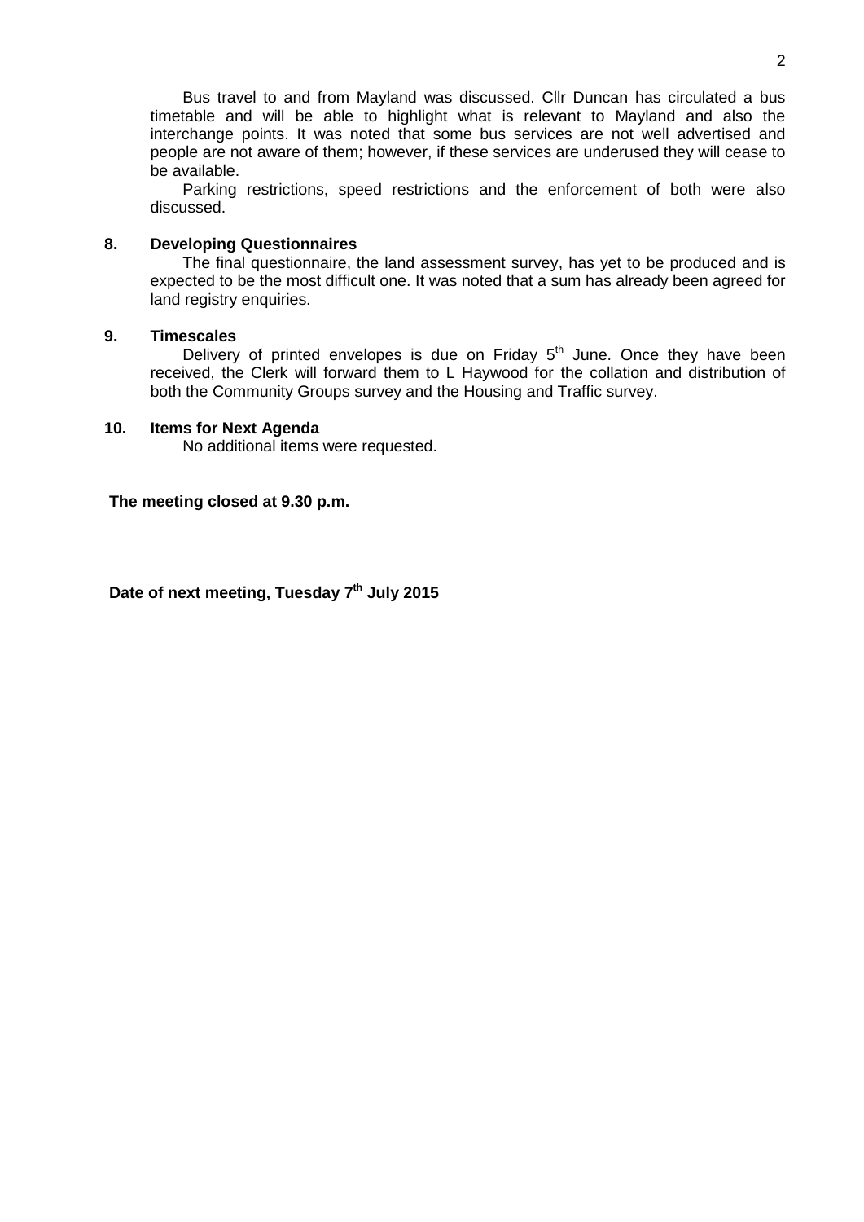Bus travel to and from Mayland was discussed. Cllr Duncan has circulated a bus timetable and will be able to highlight what is relevant to Mayland and also the interchange points. It was noted that some bus services are not well advertised and people are not aware of them; however, if these services are underused they will cease to be available.

Parking restrictions, speed restrictions and the enforcement of both were also discussed.

**8. Developing Questionnaires**

The final questionnaire, the land assessment survey, has yet to be produced and is expected to be the most difficult one. It was noted that a sum has already been agreed for land registry enquiries.

**9. Timescales**

Delivery of printed envelopes is due on Friday 5th June. Once they have been received, the Clerk will forward them to L Haywood for the collation and distribution of both the Community Groups survey and the Housing and Traffic survey.

**10. Items for Next Agenda**

No additional items were requested.

**The meeting closed at 9.30 p.m.**

**Date of next meeting, Tuesday 7th July 2015**